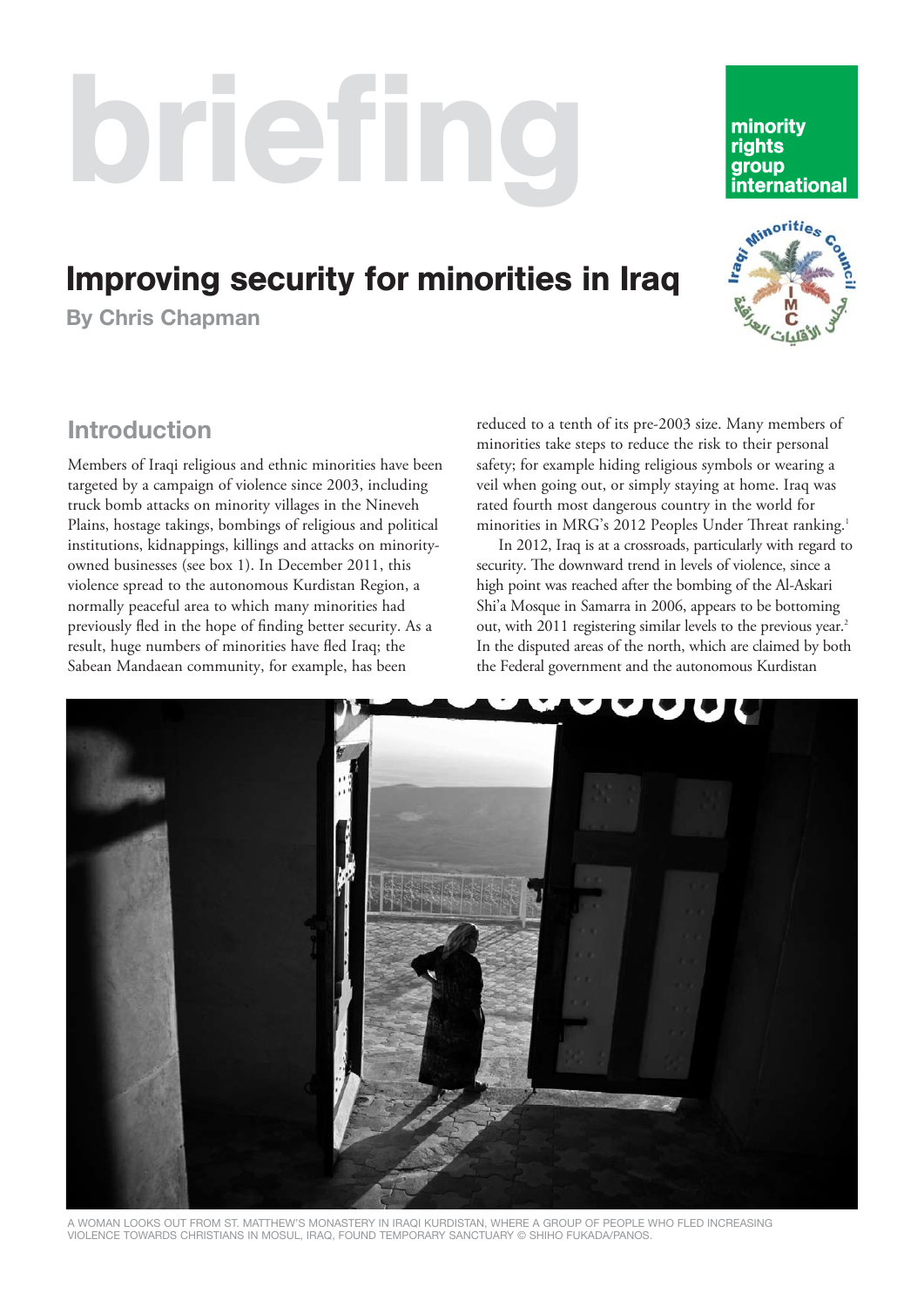briefing

minority rights group international

# Improving security for minorities in Iraq

**By Chris Chapman**

## Introduction

Members of Iraqi religious and ethnic minorities have been targeted by a campaign of violence since 2003, including truck bomb attacks on minority villages in the Nineveh Plains, hostage takings, bombings of religious and political institutions, kidnappings, killings and attacks on minority-owned businesses (see box 1). In December 2011, this violence spread to the autonomous Kurdistan Region, a normally peaceful area to which many minorities had previously fled in the hope of finding better security. As a result, huge numbers of minorities have fled Iraq; the Sabean Mandaean community, for example, has been reduced to a tenth of its pre-2003 size. Many members of minorities take steps to reduce the risk to their personal safety; for example hiding religious symbols or wearing a veil when going out, or simply staying at home. Iraq was rated fourth most dangerous country in the world for minorities in MRG's 2012 Peoples Under Threat ranking.[1]

In 2012, Iraq is at a crossroads, particularly with regard to security. The downward trend in levels of violence, since a high point was reached after the bombing of the Al-Askari Shi'a Mosque in Samarra in 2006, appears to be bottoming out, with 2011 registering similar levels to the previous year.[2] In the disputed areas of the north, which are claimed by both the Federal government and the autonomous Kurdistan

A WOMAN LOOKS OUT FROM ST. MATTHEW'S MONASTERY IN IRAQI KURDISTAN, WHERE A GROUP OF PEOPLE WHO FLED INCREASING VIOLENCE TOWARDS CHRISTIANS IN MOSUL, IRAQ, FOUND TEMPORARY SANCTUARY © SHIHO FUKADA/PANOS.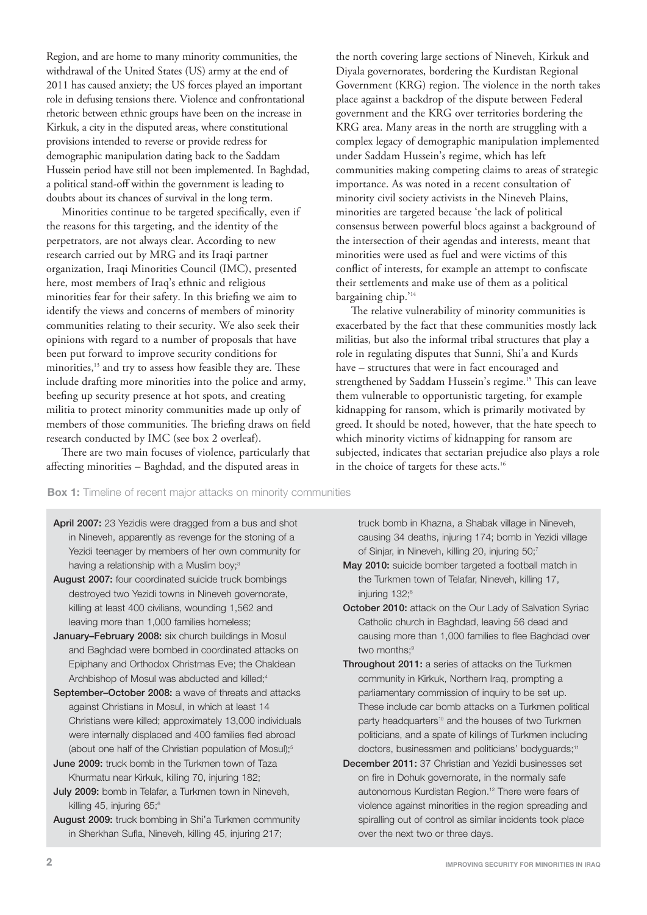Region, and are home to many minority communities, the withdrawal of the United States (US) army at the end of 2011 has caused anxiety; the US forces played an important role in defusing tensions there. Violence and confrontational rhetoric between ethnic groups have been on the increase in Kirkuk, a city in the disputed areas, where constitutional provisions intended to reverse or provide redress for demographic manipulation dating back to the Saddam Hussein period have still not been implemented. In Baghdad, a political stand-off within the government is leading to doubts about its chances of survival in the long term.

Minorities continue to be targeted specifically, even if the reasons for this targeting, and the identity of the perpetrators, are not always clear. According to new research carried out by MRG and its Iraqi partner organization, Iraqi Minorities Council (IMC), presented here, most members of Iraq's ethnic and religious minorities fear for their safety. In this briefing we aim to identify the views and concerns of members of minority communities relating to their security. We also seek their opinions with regard to a number of proposals that have been put forward to improve security conditions for minorities,[13] and try to assess how feasible they are. These include drafting more minorities into the police and army, beefing up security presence at hot spots, and creating militia to protect minority communities made up only of members of those communities. The briefing draws on field research conducted by IMC (see box 2 overleaf).

There are two main focuses of violence, particularly that affecting minorities – Baghdad, and the disputed areas in the north covering large sections of Nineveh, Kirkuk and Diyala governorates, bordering the Kurdistan Regional Government (KRG) region. The violence in the north takes place against a backdrop of the dispute between Federal government and the KRG over territories bordering the KRG area. Many areas in the north are struggling with a complex legacy of demographic manipulation implemented under Saddam Hussein's regime, which has left communities making competing claims to areas of strategic importance. As was noted in a recent consultation of minority civil society activists in the Nineveh Plains, minorities are targeted because 'the lack of political consensus between powerful blocs against a background of the intersection of their agendas and interests, meant that minorities were used as fuel and were victims of this conflict of interests, for example an attempt to confiscate their settlements and make use of them as a political bargaining chip.'[14]

The relative vulnerability of minority communities is exacerbated by the fact that these communities mostly lack militias, but also the informal tribal structures that play a role in regulating disputes that Sunni, Shi'a and Kurds have – structures that were in fact encouraged and strengthened by Saddam Hussein's regime.[15] This can leave them vulnerable to opportunistic targeting, for example kidnapping for ransom, which is primarily motivated by greed. It should be noted, however, that the hate speech to which minority victims of kidnapping for ransom are subjected, indicates that sectarian prejudice also plays a role in the choice of targets for these acts.[16]

**Box 1:** Timeline of recent major attacks on minority communities

- **April 2007:** 23 Yezidis were dragged from a bus and shot in Nineveh, apparently as revenge for the stoning of a Yezidi teenager by members of her own community for having a relationship with a Muslim boy;[3]
- **August 2007:** four coordinated suicide truck bombings destroyed two Yezidi towns in Nineveh governorate, killing at least 400 civilians, wounding 1,562 and leaving more than 1,000 families homeless;
- **January–February 2008:** six church buildings in Mosul and Baghdad were bombed in coordinated attacks on Epiphany and Orthodox Christmas Eve; the Chaldean Archbishop of Mosul was abducted and killed;[4]
- **September–October 2008:** a wave of threats and attacks against Christians in Mosul, in which at least 14 Christians were killed; approximately 13,000 individuals were internally displaced and 400 families fled abroad (about one half of the Christian population of Mosul);[5]
- **June 2009:** truck bomb in the Turkmen town of Taza Khurmatu near Kirkuk, killing 70, injuring 182;
- **July 2009:** bomb in Telafar, a Turkmen town in Nineveh, killing 45, injuring 65;[6]
- **August 2009:** truck bombing in Shi'a Turkmen community in Sherkhan Sufla, Nineveh, killing 45, injuring 217; truck bomb in Khazna, a Shabak village in Nineveh, causing 34 deaths, injuring 174; bomb in Yezidi village of Sinjar, in Nineveh, killing 20, injuring 50;[7]
- **May 2010:** suicide bomber targeted a football match in the Turkmen town of Telafar, Nineveh, killing 17, injuring 132;[8]
- **October 2010:** attack on the Our Lady of Salvation Syriac Catholic church in Baghdad, leaving 56 dead and causing more than 1,000 families to flee Baghdad over two months;[9]
- **Throughout 2011:** a series of attacks on the Turkmen community in Kirkuk, Northern Iraq, prompting a parliamentary commission of inquiry to be set up. These include car bomb attacks on a Turkmen political party headquarters[10] and the houses of two Turkmen politicians, and a spate of killings of Turkmen including doctors, businessmen and politicians' bodyguards;[11]
- **December 2011:** 37 Christian and Yezidi businesses set on fire in Dohuk governorate, in the normally safe autonomous Kurdistan Region.[12] There were fears of violence against minorities in the region spreading and spiralling out of control as similar incidents took place over the next two or three days.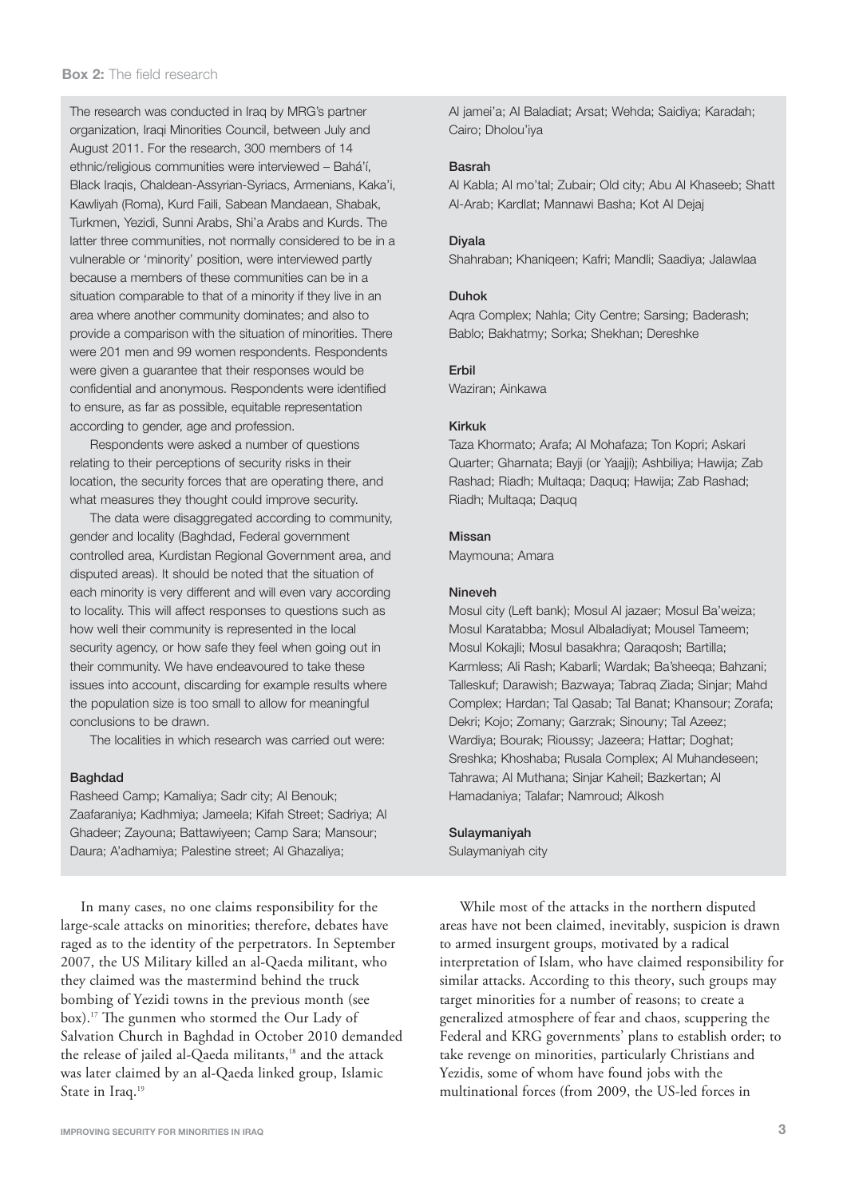**Box 2:** The field research

The research was conducted in Iraq by MRG's partner organization, Iraqi Minorities Council, between July and August 2011. For the research, 300 members of 14 ethnic/religious communities were interviewed – Bahá'í, Black Iraqis, Chaldean-Assyrian-Syriacs, Armenians, Kaka'i, Kawliyah (Roma), Kurd Faili, Sabean Mandaean, Shabak, Turkmen, Yezidi, Sunni Arabs, Shi'a Arabs and Kurds. The latter three communities, not normally considered to be in a vulnerable or 'minority' position, were interviewed partly because a members of these communities can be in a situation comparable to that of a minority if they live in an area where another community dominates; and also to provide a comparison with the situation of minorities. There were 201 men and 99 women respondents. Respondents were given a guarantee that their responses would be confidential and anonymous. Respondents were identified to ensure, as far as possible, equitable representation according to gender, age and profession.

Respondents were asked a number of questions relating to their perceptions of security risks in their location, the security forces that are operating there, and what measures they thought could improve security.

The data were disaggregated according to community, gender and locality (Baghdad, Federal government controlled area, Kurdistan Regional Government area, and disputed areas). It should be noted that the situation of each minority is very different and will even vary according to locality. This will affect responses to questions such as how well their community is represented in the local security agency, or how safe they feel when going out in their community. We have endeavoured to take these issues into account, discarding for example results where the population size is too small to allow for meaningful conclusions to be drawn.

The localities in which research was carried out were:

**Baghdad**
Rasheed Camp; Kamaliya; Sadr city; Al Benouk; Zaafaraniya; Kadhmiya; Jameela; Kifah Street; Sadriya; Al Ghadeer; Zayouna; Battawiyeen; Camp Sara; Mansour; Daura; A'adhamiya; Palestine street; Al Ghazaliya; Al jamei'a; Al Baladiat; Arsat; Wehda; Saidiya; Karadah; Cairo; Dholou'iya

**Basrah**
Al Kabla; Al mo'tal; Zubair; Old city; Abu Al Khaseeb; Shatt Al-Arab; Kardlat; Mannawi Basha; Kot Al Dejaj

**Diyala**
Shahraban; Khaniqeen; Kafri; Mandli; Saadiya; Jalawlaa

**Duhok**
Aqra Complex; Nahla; City Centre; Sarsing; Baderash; Bablo; Bakhatmy; Sorka; Shekhan; Dereshke

**Erbil**
Waziran; Ainkawa

**Kirkuk**
Taza Khormato; Arafa; Al Mohafaza; Ton Kopri; Askari Quarter; Gharnata; Bayji (or Yaajji); Ashbiliya; Hawija; Zab Rashad; Riadh; Multaqa; Daquq; Hawija; Zab Rashad; Riadh; Multaqa; Daquq

**Missan**
Maymouna; Amara

**Nineveh**
Mosul city (Left bank); Mosul Al jazaer; Mosul Ba'weiza; Mosul Karatabba; Mosul Albaladiyat; Mousel Tameem; Mosul Kokajli; Mosul basakhra; Qaraqosh; Bartilla; Karmless; Ali Rash; Kabarli; Wardak; Ba'sheeqa; Bahzani; Talleskuf; Darawish; Bazwaya; Tabraq Ziada; Sinjar; Mahd Complex; Hardan; Tal Qasab; Tal Banat; Khansour; Zorafa; Dekri; Kojo; Zomany; Garzrak; Sinouny; Tal Azeez; Wardiya; Bourak; Rioussy; Jazeera; Hattar; Doghat; Sreshka; Khoshaba; Rusala Complex; Al Muhandeseen; Tahrawa; Al Muthana; Sinjar Kaheil; Bazkertan; Al Hamadaniya; Talafar; Namroud; Alkosh

**Sulaymaniyah**
Sulaymaniyah city

In many cases, no one claims responsibility for the large-scale attacks on minorities; therefore, debates have raged as to the identity of the perpetrators. In September 2007, the US Military killed an al-Qaeda militant, who they claimed was the mastermind behind the truck bombing of Yezidi towns in the previous month (see box).[17] The gunmen who stormed the Our Lady of Salvation Church in Baghdad in October 2010 demanded the release of jailed al-Qaeda militants,[18] and the attack was later claimed by an al-Qaeda linked group, Islamic State in Iraq.[19]

While most of the attacks in the northern disputed areas have not been claimed, inevitably, suspicion is drawn to armed insurgent groups, motivated by a radical interpretation of Islam, who have claimed responsibility for similar attacks. According to this theory, such groups may target minorities for a number of reasons; to create a generalized atmosphere of fear and chaos, scuppering the Federal and KRG governments' plans to establish order; to take revenge on minorities, particularly Christians and Yezidis, some of whom have found jobs with the multinational forces (from 2009, the US-led forces in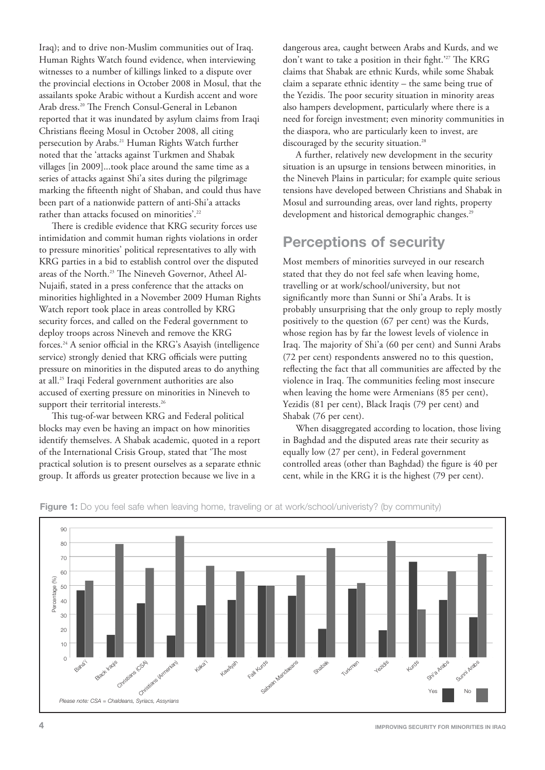Iraq); and to drive non-Muslim communities out of Iraq. Human Rights Watch found evidence, when interviewing witnesses to a number of killings linked to a dispute over the provincial elections in October 2008 in Mosul, that the assailants spoke Arabic without a Kurdish accent and wore Arab dress.[20] The French Consul-General in Lebanon reported that it was inundated by asylum claims from Iraqi Christians fleeing Mosul in October 2008, all citing persecution by Arabs.[21] Human Rights Watch further noted that the 'attacks against Turkmen and Shabak villages [in 2009]...took place around the same time as a series of attacks against Shi'a sites during the pilgrimage marking the fifteenth night of Shaban, and could thus have been part of a nationwide pattern of anti-Shi'a attacks rather than attacks focused on minorities'.[22]

There is credible evidence that KRG security forces use intimidation and commit human rights violations in order to pressure minorities' political representatives to ally with KRG parties in a bid to establish control over the disputed areas of the North.[23] The Nineveh Governor, Atheel Al-Nujaifi, stated in a press conference that the attacks on minorities highlighted in a November 2009 Human Rights Watch report took place in areas controlled by KRG security forces, and called on the Federal government to deploy troops across Nineveh and remove the KRG forces.[24] A senior official in the KRG's Asayish (intelligence service) strongly denied that KRG officials were putting pressure on minorities in the disputed areas to do anything at all.[25] Iraqi Federal government authorities are also accused of exerting pressure on minorities in Nineveh to support their territorial interests.[26]

This tug-of-war between KRG and Federal political blocks may even be having an impact on how minorities identify themselves. A Shabak academic, quoted in a report of the International Crisis Group, stated that 'The most practical solution is to present ourselves as a separate ethnic group. It affords us greater protection because we live in a dangerous area, caught between Arabs and Kurds, and we don't want to take a position in their fight.'[27] The KRG claims that Shabak are ethnic Kurds, while some Shabak claim a separate ethnic identity – the same being true of the Yezidis. The poor security situation in minority areas also hampers development, particularly where there is a need for foreign investment; even minority communities in the diaspora, who are particularly keen to invest, are discouraged by the security situation.[28]

A further, relatively new development in the security situation is an upsurge in tensions between minorities, in the Nineveh Plains in particular; for example quite serious tensions have developed between Christians and Shabak in Mosul and surrounding areas, over land rights, property development and historical demographic changes.[29]

## Perceptions of security

Most members of minorities surveyed in our research stated that they do not feel safe when leaving home, travelling or at work/school/university, but not significantly more than Sunni or Shi'a Arabs. It is probably unsurprising that the only group to reply mostly positively to the question (67 per cent) was the Kurds, whose region has by far the lowest levels of violence in Iraq. The majority of Shi'a (60 per cent) and Sunni Arabs (72 per cent) respondents answered no to this question, reflecting the fact that all communities are affected by the violence in Iraq. The communities feeling most insecure when leaving the home were Armenians (85 per cent), Yezidis (81 per cent), Black Iraqis (79 per cent) and Shabak (76 per cent).

When disaggregated according to location, those living in Baghdad and the disputed areas rate their security as equally low (27 per cent), in Federal government controlled areas (other than Baghdad) the figure is 40 per cent, while in the KRG it is the highest (79 per cent).

**Figure 1:** Do you feel safe when leaving home, traveling or at work/school/univeristy? (by community)

*Please note: CSA = Chaldeans, Syriacs, Assyrians*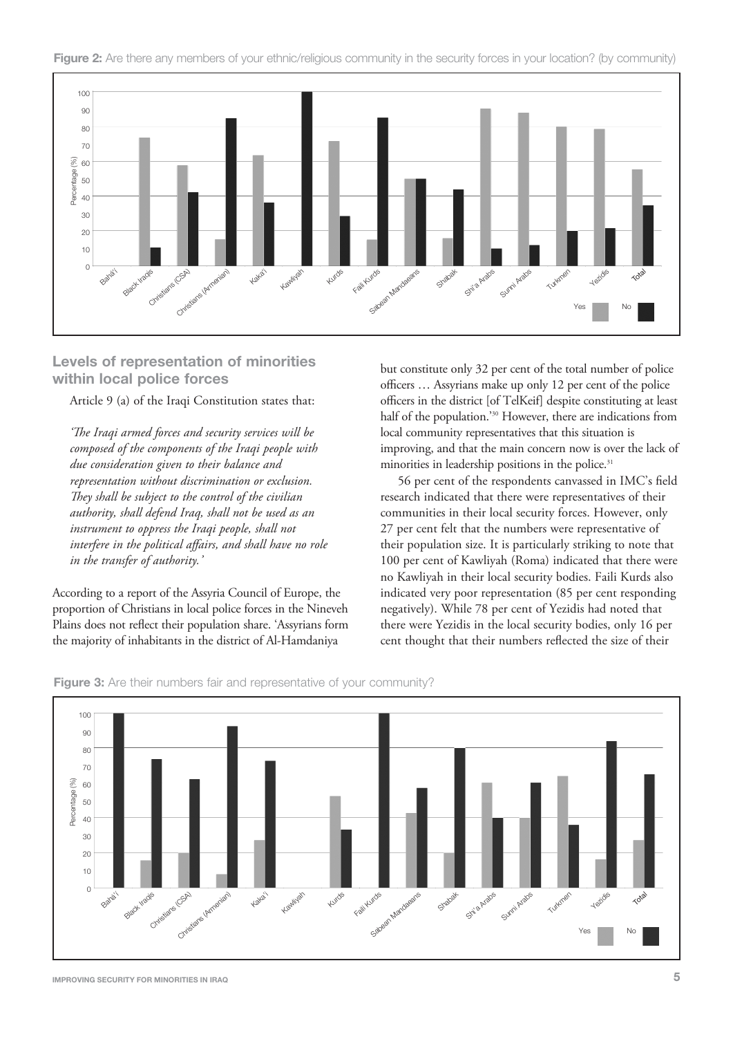**Figure 2:** Are there any members of your ethnic/religious community in the security forces in your location? (by community)

## Levels of representation of minorities within local police forces

Article 9 (a) of the Iraqi Constitution states that:

*'The Iraqi armed forces and security services will be composed of the components of the Iraqi people with due consideration given to their balance and representation without discrimination or exclusion. They shall be subject to the control of the civilian authority, shall defend Iraq, shall not be used as an instrument to oppress the Iraqi people, shall not interfere in the political affairs, and shall have no role in the transfer of authority.'*

According to a report of the Assyria Council of Europe, the proportion of Christians in local police forces in the Nineveh Plains does not reflect their population share. 'Assyrians form the majority of inhabitants in the district of Al-Hamdaniya but constitute only 32 per cent of the total number of police officers … Assyrians make up only 12 per cent of the police officers in the district [of TelKeif] despite constituting at least half of the population.'[30] However, there are indications from local community representatives that this situation is improving, and that the main concern now is over the lack of minorities in leadership positions in the police.[31]

56 per cent of the respondents canvassed in IMC's field research indicated that there were representatives of their communities in their local security forces. However, only 27 per cent felt that the numbers were representative of their population size. It is particularly striking to note that 100 per cent of Kawliyah (Roma) indicated that there were no Kawliyah in their local security bodies. Faili Kurds also indicated very poor representation (85 per cent responding negatively). While 78 per cent of Yezidis had noted that there were Yezidis in the local security bodies, only 16 per cent thought that their numbers reflected the size of their

**Figure 3:** Are their numbers fair and representative of your community?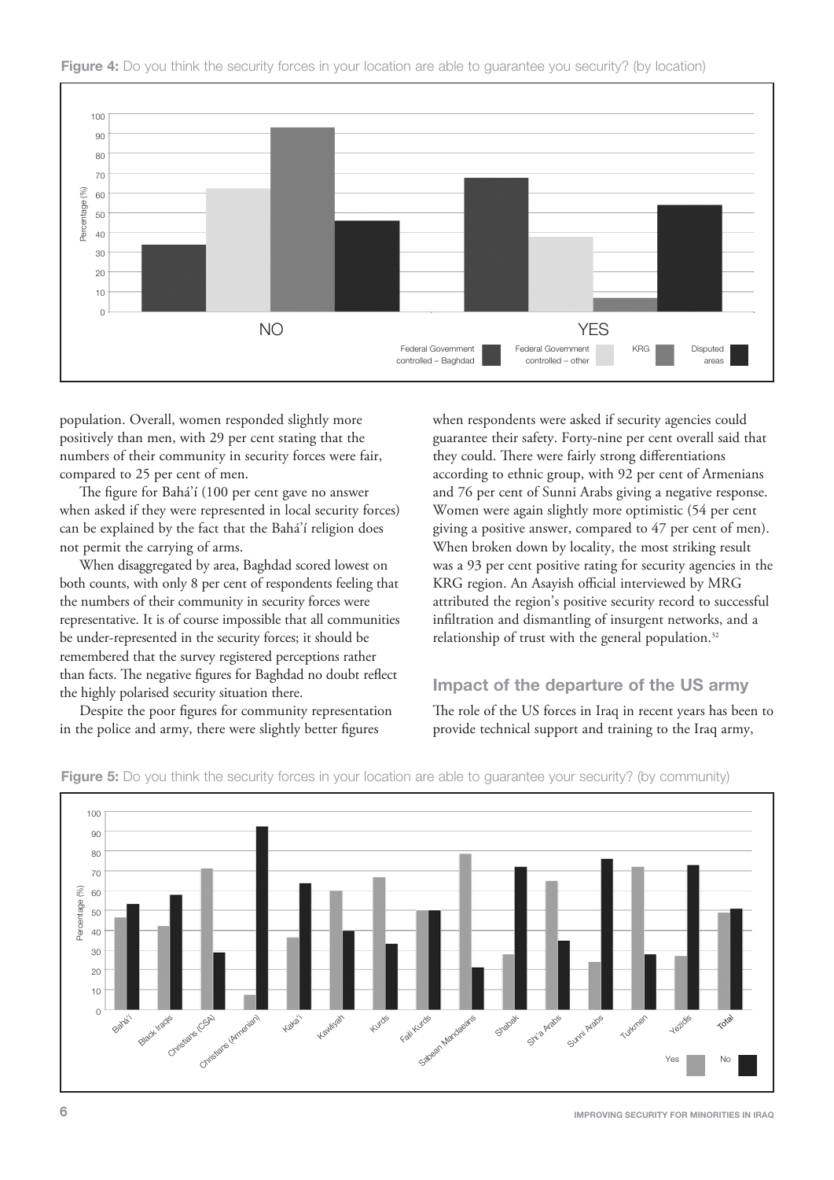**Figure 4:** Do you think the security forces in your location are able to guarantee you security? (by location)

population. Overall, women responded slightly more positively than men, with 29 per cent stating that the numbers of their community in security forces were fair, compared to 25 per cent of men.

The figure for Bahá'í (100 per cent gave no answer when asked if they were represented in local security forces) can be explained by the fact that the Bahá'í religion does not permit the carrying of arms.

When disaggregated by area, Baghdad scored lowest on both counts, with only 8 per cent of respondents feeling that the numbers of their community in security forces were representative. It is of course impossible that all communities be under-represented in the security forces; it should be remembered that the survey registered perceptions rather than facts. The negative figures for Baghdad no doubt reflect the highly polarised security situation there.

Despite the poor figures for community representation in the police and army, there were slightly better figures when respondents were asked if security agencies could guarantee their safety. Forty-nine per cent overall said that they could. There were fairly strong differentiations according to ethnic group, with 92 per cent of Armenians and 76 per cent of Sunni Arabs giving a negative response. Women were again slightly more optimistic (54 per cent giving a positive answer, compared to 47 per cent of men). When broken down by locality, the most striking result was a 93 per cent positive rating for security agencies in the KRG region. An Asayish official interviewed by MRG attributed the region's positive security record to successful infiltration and dismantling of insurgent networks, and a relationship of trust with the general population.[32]

## Impact of the departure of the US army

The role of the US forces in Iraq in recent years has been to provide technical support and training to the Iraq army,

**Figure 5:** Do you think the security forces in your location are able to guarantee your security? (by community)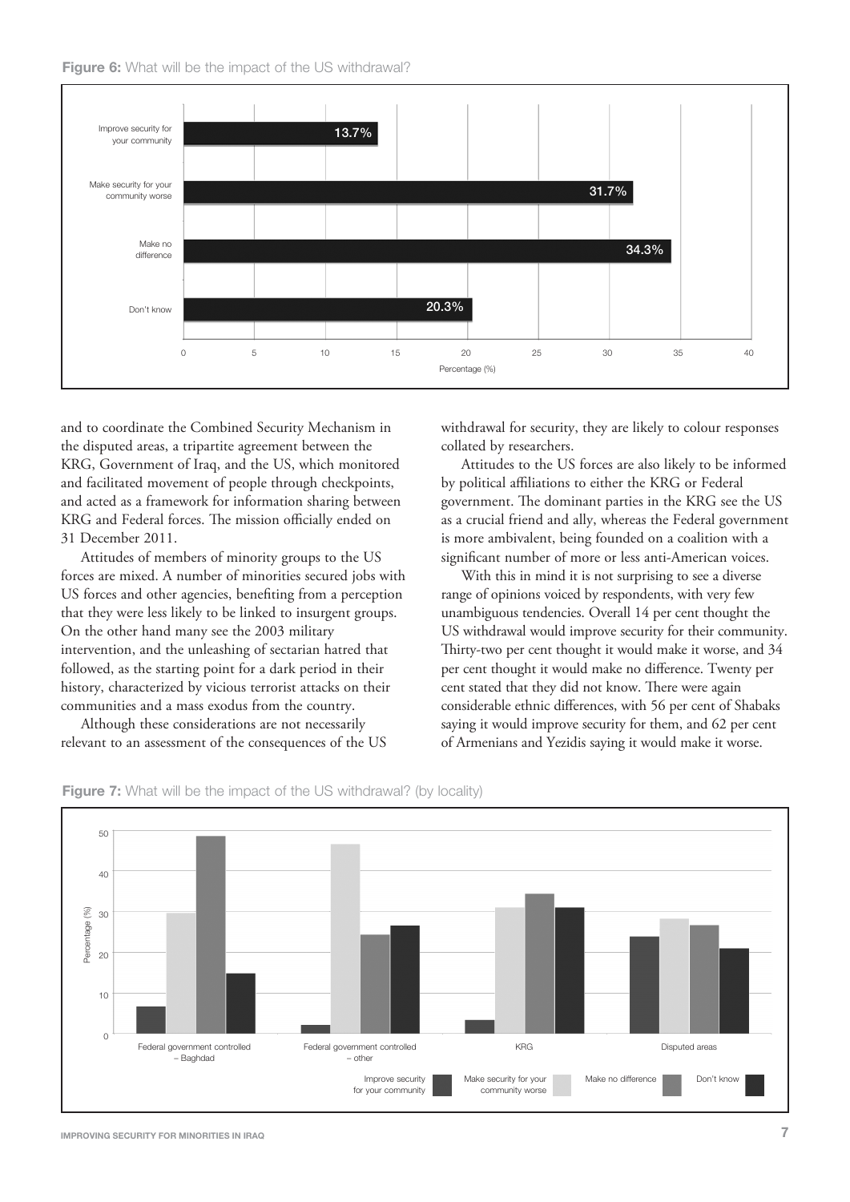**Figure 6:** What will be the impact of the US withdrawal?

| Response | Percentage (%) |
|---|---|
| Improve security for your community | 13.7% |
| Make security for your community worse | 31.7% |
| Make no difference | 34.3% |
| Don't know | 20.3% |

and to coordinate the Combined Security Mechanism in the disputed areas, a tripartite agreement between the KRG, Government of Iraq, and the US, which monitored and facilitated movement of people through checkpoints, and acted as a framework for information sharing between KRG and Federal forces. The mission officially ended on 31 December 2011.

Attitudes of members of minority groups to the US forces are mixed. A number of minorities secured jobs with US forces and other agencies, benefiting from a perception that they were less likely to be linked to insurgent groups. On the other hand many see the 2003 military intervention, and the unleashing of sectarian hatred that followed, as the starting point for a dark period in their history, characterized by vicious terrorist attacks on their communities and a mass exodus from the country.

Although these considerations are not necessarily relevant to an assessment of the consequences of the US withdrawal for security, they are likely to colour responses collated by researchers.

Attitudes to the US forces are also likely to be informed by political affiliations to either the KRG or Federal government. The dominant parties in the KRG see the US as a crucial friend and ally, whereas the Federal government is more ambivalent, being founded on a coalition with a significant number of more or less anti-American voices.

With this in mind it is not surprising to see a diverse range of opinions voiced by respondents, with very few unambiguous tendencies. Overall 14 per cent thought the US withdrawal would improve security for their community. Thirty-two per cent thought it would make it worse, and 34 per cent thought it would make no difference. Twenty per cent stated that they did not know. There were again considerable ethnic differences, with 56 per cent of Shabaks saying it would improve security for them, and 62 per cent of Armenians and Yezidis saying it would make it worse.

**Figure 7:** What will be the impact of the US withdrawal? (by locality)

| Locality | Improve security for your community | Make security for your community worse | Make no difference | Don't know |
|---|---|---|---|---|
| Federal government controlled – Baghdad | ~7 | ~30 | ~49 | ~15 |
| Federal government controlled – other | ~2 | ~47 | ~24 | ~27 |
| KRG | ~3 | ~31 | ~35 | ~31 |
| Disputed areas | ~24 | ~28 | ~27 | ~21 |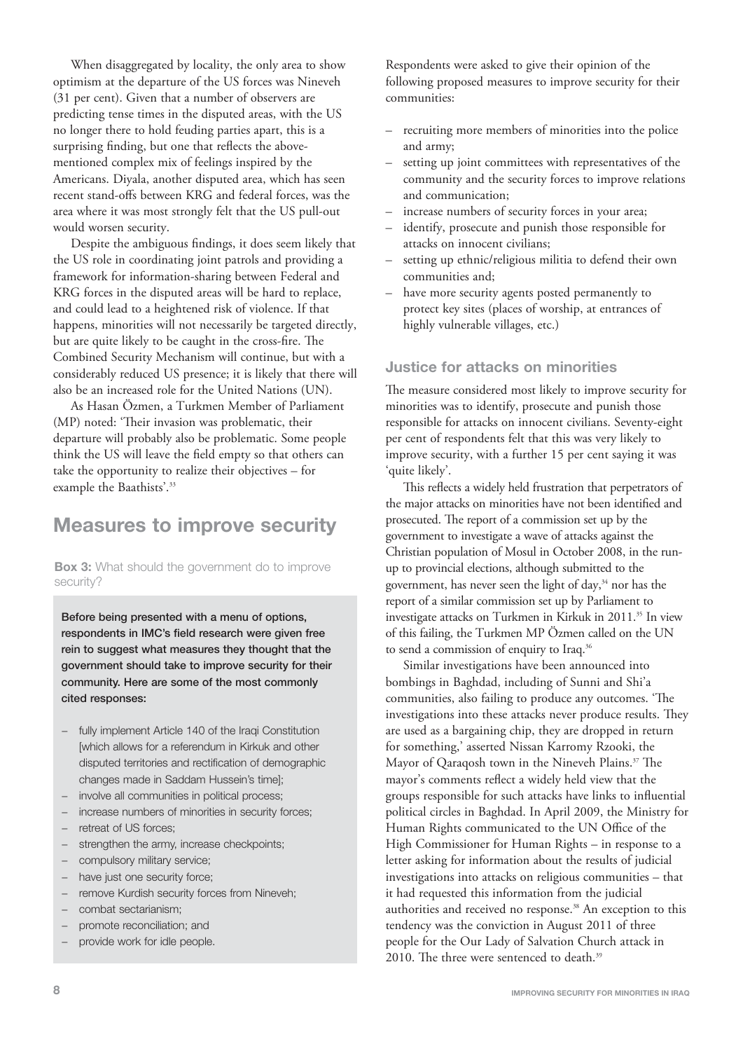When disaggregated by locality, the only area to show optimism at the departure of the US forces was Nineveh (31 per cent). Given that a number of observers are predicting tense times in the disputed areas, with the US no longer there to hold feuding parties apart, this is a surprising finding, but one that reflects the above-mentioned complex mix of feelings inspired by the Americans. Diyala, another disputed area, which has seen recent stand-offs between KRG and federal forces, was the area where it was most strongly felt that the US pull-out would worsen security.

Despite the ambiguous findings, it does seem likely that the US role in coordinating joint patrols and providing a framework for information-sharing between Federal and KRG forces in the disputed areas will be hard to replace, and could lead to a heightened risk of violence. If that happens, minorities will not necessarily be targeted directly, but are quite likely to be caught in the cross-fire. The Combined Security Mechanism will continue, but with a considerably reduced US presence; it is likely that there will also be an increased role for the United Nations (UN).

As Hasan Özmen, a Turkmen Member of Parliament (MP) noted: 'Their invasion was problematic, their departure will probably also be problematic. Some people think the US will leave the field empty so that others can take the opportunity to realize their objectives – for example the Baathists'.[33]

# Measures to improve security

**Box 3:** What should the government do to improve security?

**Before being presented with a menu of options, respondents in IMC's field research were given free rein to suggest what measures they thought that the government should take to improve security for their community. Here are some of the most commonly cited responses:**

- fully implement Article 140 of the Iraqi Constitution [which allows for a referendum in Kirkuk and other disputed territories and rectification of demographic changes made in Saddam Hussein's time];
- involve all communities in political process;
- increase numbers of minorities in security forces;
- retreat of US forces;
- strengthen the army, increase checkpoints;
- compulsory military service;
- have just one security force;
- remove Kurdish security forces from Nineveh;
- combat sectarianism;
- promote reconciliation; and
- provide work for idle people.

Respondents were asked to give their opinion of the following proposed measures to improve security for their communities:

- recruiting more members of minorities into the police and army;
- setting up joint committees with representatives of the community and the security forces to improve relations and communication;
- increase numbers of security forces in your area;
- identify, prosecute and punish those responsible for attacks on innocent civilians;
- setting up ethnic/religious militia to defend their own communities and;
- have more security agents posted permanently to protect key sites (places of worship, at entrances of highly vulnerable villages, etc.)

## Justice for attacks on minorities

The measure considered most likely to improve security for minorities was to identify, prosecute and punish those responsible for attacks on innocent civilians. Seventy-eight per cent of respondents felt that this was very likely to improve security, with a further 15 per cent saying it was 'quite likely'.

This reflects a widely held frustration that perpetrators of the major attacks on minorities have not been identified and prosecuted. The report of a commission set up by the government to investigate a wave of attacks against the Christian population of Mosul in October 2008, in the run-up to provincial elections, although submitted to the government, has never seen the light of day,[34] nor has the report of a similar commission set up by Parliament to investigate attacks on Turkmen in Kirkuk in 2011.[35] In view of this failing, the Turkmen MP Özmen called on the UN to send a commission of enquiry to Iraq.[36]

Similar investigations have been announced into bombings in Baghdad, including of Sunni and Shi'a communities, also failing to produce any outcomes. 'The investigations into these attacks never produce results. They are used as a bargaining chip, they are dropped in return for something,' asserted Nissan Karromy Rzooki, the Mayor of Qaraqosh town in the Nineveh Plains.[37] The mayor's comments reflect a widely held view that the groups responsible for such attacks have links to influential political circles in Baghdad. In April 2009, the Ministry for Human Rights communicated to the UN Office of the High Commissioner for Human Rights – in response to a letter asking for information about the results of judicial investigations into attacks on religious communities – that it had requested this information from the judicial authorities and received no response.[38] An exception to this tendency was the conviction in August 2011 of three people for the Our Lady of Salvation Church attack in 2010. The three were sentenced to death.[39]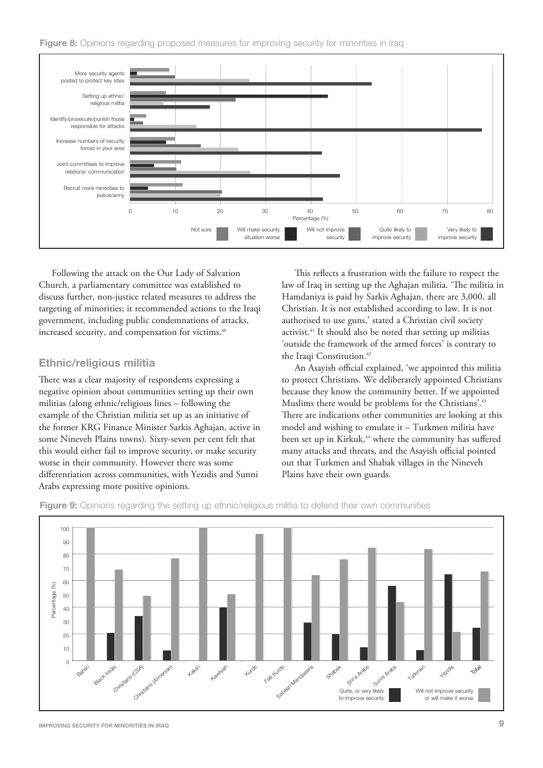**Figure 8:** Opinions regarding proposed measures for improving security for minorities in Iraq

Following the attack on the Our Lady of Salvation Church, a parliamentary committee was established to discuss further, non-justice related measures to address the targeting of minorities; it recommended actions to the Iraqi government, including public condemnations of attacks, increased security, and compensation for victims.[40]

## Ethnic/religious militia

There was a clear majority of respondents expressing a negative opinion about communities setting up their own militias (along ethnic/religious lines – following the example of the Christian militia set up as an initiative of the former KRG Finance Minister Sarkis Aghajan, active in some Nineveh Plains towns). Sixty-seven per cent felt that this would either fail to improve security, or make security worse in their community. However there was some differentiation across communities, with Yezidis and Sunni Arabs expressing more positive opinions.

This reflects a frustration with the failure to respect the law of Iraq in setting up the Aghajan militia. 'The militia in Hamdaniya is paid by Sarkis Aghajan, there are 3,000, all Christian. It is not established according to law. It is not authorised to use guns,' stated a Christian civil society activist.[41] It should also be noted that setting up militias 'outside the framework of the armed forces' is contrary to the Iraqi Constitution.[42]

An Asayish official explained, 'we appointed this militia to protect Christians. We deliberately appointed Christians because they know the community better. If we appointed Muslims there would be problems for the Christians'.[43] There are indications other communities are looking at this model and wishing to emulate it – Turkmen militia have been set up in Kirkuk,[44] where the community has suffered many attacks and threats, and the Asayish official pointed out that Turkmen and Shabak villages in the Nineveh Plains have their own guards.

**Figure 9:** Opinions regarding the setting up ethnic/religious militia to defend their own communities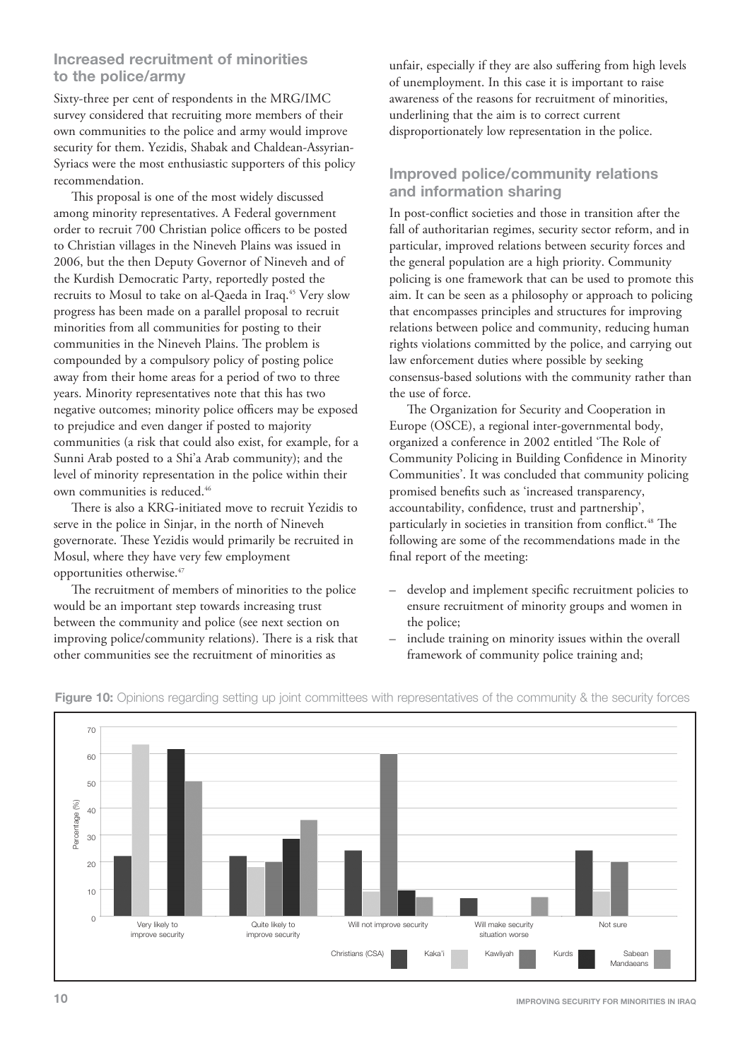## Increased recruitment of minorities to the police/army

Sixty-three per cent of respondents in the MRG/IMC survey considered that recruiting more members of their own communities to the police and army would improve security for them. Yezidis, Shabak and Chaldean-Assyrian-Syriacs were the most enthusiastic supporters of this policy recommendation.

This proposal is one of the most widely discussed among minority representatives. A Federal government order to recruit 700 Christian police officers to be posted to Christian villages in the Nineveh Plains was issued in 2006, but the then Deputy Governor of Nineveh and of the Kurdish Democratic Party, reportedly posted the recruits to Mosul to take on al-Qaeda in Iraq.[45] Very slow progress has been made on a parallel proposal to recruit minorities from all communities for posting to their communities in the Nineveh Plains. The problem is compounded by a compulsory policy of posting police away from their home areas for a period of two to three years. Minority representatives note that this has two negative outcomes; minority police officers may be exposed to prejudice and even danger if posted to majority communities (a risk that could also exist, for example, for a Sunni Arab posted to a Shi'a Arab community); and the level of minority representation in the police within their own communities is reduced.[46]

There is also a KRG-initiated move to recruit Yezidis to serve in the police in Sinjar, in the north of Nineveh governorate. These Yezidis would primarily be recruited in Mosul, where they have very few employment opportunities otherwise.[47]

The recruitment of members of minorities to the police would be an important step towards increasing trust between the community and police (see next section on improving police/community relations). There is a risk that other communities see the recruitment of minorities as unfair, especially if they are also suffering from high levels of unemployment. In this case it is important to raise awareness of the reasons for recruitment of minorities, underlining that the aim is to correct current disproportionately low representation in the police.

## Improved police/community relations and information sharing

In post-conflict societies and those in transition after the fall of authoritarian regimes, security sector reform, and in particular, improved relations between security forces and the general population are a high priority. Community policing is one framework that can be used to promote this aim. It can be seen as a philosophy or approach to policing that encompasses principles and structures for improving relations between police and community, reducing human rights violations committed by the police, and carrying out law enforcement duties where possible by seeking consensus-based solutions with the community rather than the use of force.

The Organization for Security and Cooperation in Europe (OSCE), a regional inter-governmental body, organized a conference in 2002 entitled 'The Role of Community Policing in Building Confidence in Minority Communities'. It was concluded that community policing promised benefits such as 'increased transparency, accountability, confidence, trust and partnership', particularly in societies in transition from conflict.[48] The following are some of the recommendations made in the final report of the meeting:

- develop and implement specific recruitment policies to ensure recruitment of minority groups and women in the police;
- include training on minority issues within the overall framework of community police training and;

**Figure 10:** Opinions regarding setting up joint committees with representatives of the community & the security forces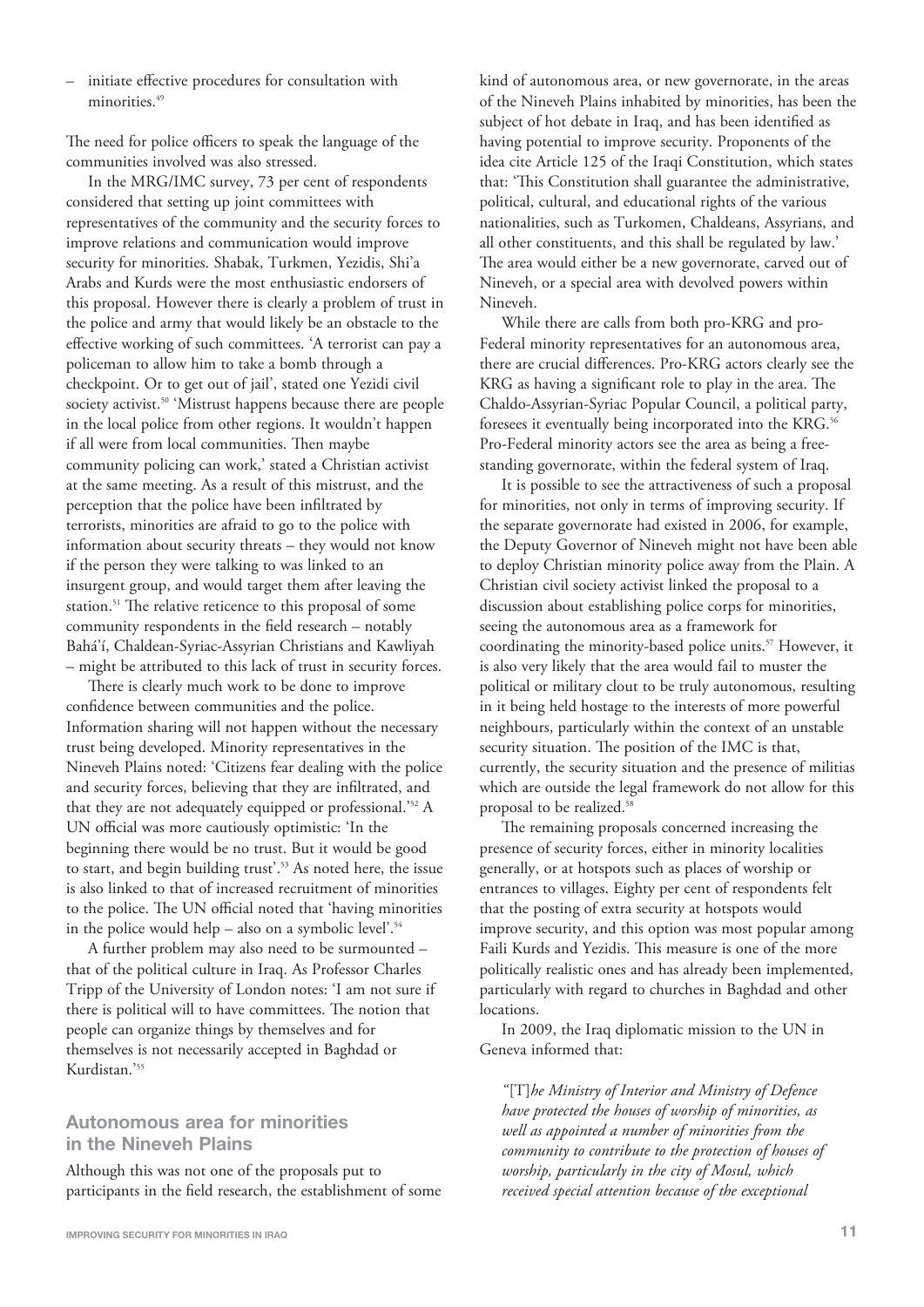– initiate effective procedures for consultation with minorities.[49]

The need for police officers to speak the language of the communities involved was also stressed.

In the MRG/IMC survey, 73 per cent of respondents considered that setting up joint committees with representatives of the community and the security forces to improve relations and communication would improve security for minorities. Shabak, Turkmen, Yezidis, Shi'a Arabs and Kurds were the most enthusiastic endorsers of this proposal. However there is clearly a problem of trust in the police and army that would likely be an obstacle to the effective working of such committees. 'A terrorist can pay a policeman to allow him to take a bomb through a checkpoint. Or to get out of jail', stated one Yezidi civil society activist.[50] 'Mistrust happens because there are people in the local police from other regions. It wouldn't happen if all were from local communities. Then maybe community policing can work,' stated a Christian activist at the same meeting. As a result of this mistrust, and the perception that the police have been infiltrated by terrorists, minorities are afraid to go to the police with information about security threats – they would not know if the person they were talking to was linked to an insurgent group, and would target them after leaving the station.[51] The relative reticence to this proposal of some community respondents in the field research – notably Bahá'í, Chaldean-Syriac-Assyrian Christians and Kawliyah – might be attributed to this lack of trust in security forces.

There is clearly much work to be done to improve confidence between communities and the police. Information sharing will not happen without the necessary trust being developed. Minority representatives in the Nineveh Plains noted: 'Citizens fear dealing with the police and security forces, believing that they are infiltrated, and that they are not adequately equipped or professional.'[52] A UN official was more cautiously optimistic: 'In the beginning there would be no trust. But it would be good to start, and begin building trust'.[53] As noted here, the issue is also linked to that of increased recruitment of minorities to the police. The UN official noted that 'having minorities in the police would help – also on a symbolic level'.[54]

A further problem may also need to be surmounted – that of the political culture in Iraq. As Professor Charles Tripp of the University of London notes: 'I am not sure if there is political will to have committees. The notion that people can organize things by themselves and for themselves is not necessarily accepted in Baghdad or Kurdistan.'[55]

## Autonomous area for minorities in the Nineveh Plains

Although this was not one of the proposals put to participants in the field research, the establishment of some kind of autonomous area, or new governorate, in the areas of the Nineveh Plains inhabited by minorities, has been the subject of hot debate in Iraq, and has been identified as having potential to improve security. Proponents of the idea cite Article 125 of the Iraqi Constitution, which states that: 'This Constitution shall guarantee the administrative, political, cultural, and educational rights of the various nationalities, such as Turkomen, Chaldeans, Assyrians, and all other constituents, and this shall be regulated by law.' The area would either be a new governorate, carved out of Nineveh, or a special area with devolved powers within Nineveh.

While there are calls from both pro-KRG and pro-Federal minority representatives for an autonomous area, there are crucial differences. Pro-KRG actors clearly see the KRG as having a significant role to play in the area. The Chaldo-Assyrian-Syriac Popular Council, a political party, foresees it eventually being incorporated into the KRG.[56] Pro-Federal minority actors see the area as being a free-standing governorate, within the federal system of Iraq.

It is possible to see the attractiveness of such a proposal for minorities, not only in terms of improving security. If the separate governorate had existed in 2006, for example, the Deputy Governor of Nineveh might not have been able to deploy Christian minority police away from the Plain. A Christian civil society activist linked the proposal to a discussion about establishing police corps for minorities, seeing the autonomous area as a framework for coordinating the minority-based police units.[57] However, it is also very likely that the area would fail to muster the political or military clout to be truly autonomous, resulting in it being held hostage to the interests of more powerful neighbours, particularly within the context of an unstable security situation. The position of the IMC is that, currently, the security situation and the presence of militias which are outside the legal framework do not allow for this proposal to be realized.[58]

The remaining proposals concerned increasing the presence of security forces, either in minority localities generally, or at hotspots such as places of worship or entrances to villages. Eighty per cent of respondents felt that the posting of extra security at hotspots would improve security, and this option was most popular among Faili Kurds and Yezidis. This measure is one of the more politically realistic ones and has already been implemented, particularly with regard to churches in Baghdad and other locations.

In 2009, the Iraq diplomatic mission to the UN in Geneva informed that:

> *"*[T]*he Ministry of Interior and Ministry of Defence have protected the houses of worship of minorities, as well as appointed a number of minorities from the community to contribute to the protection of houses of worship, particularly in the city of Mosul, which received special attention because of the exceptional*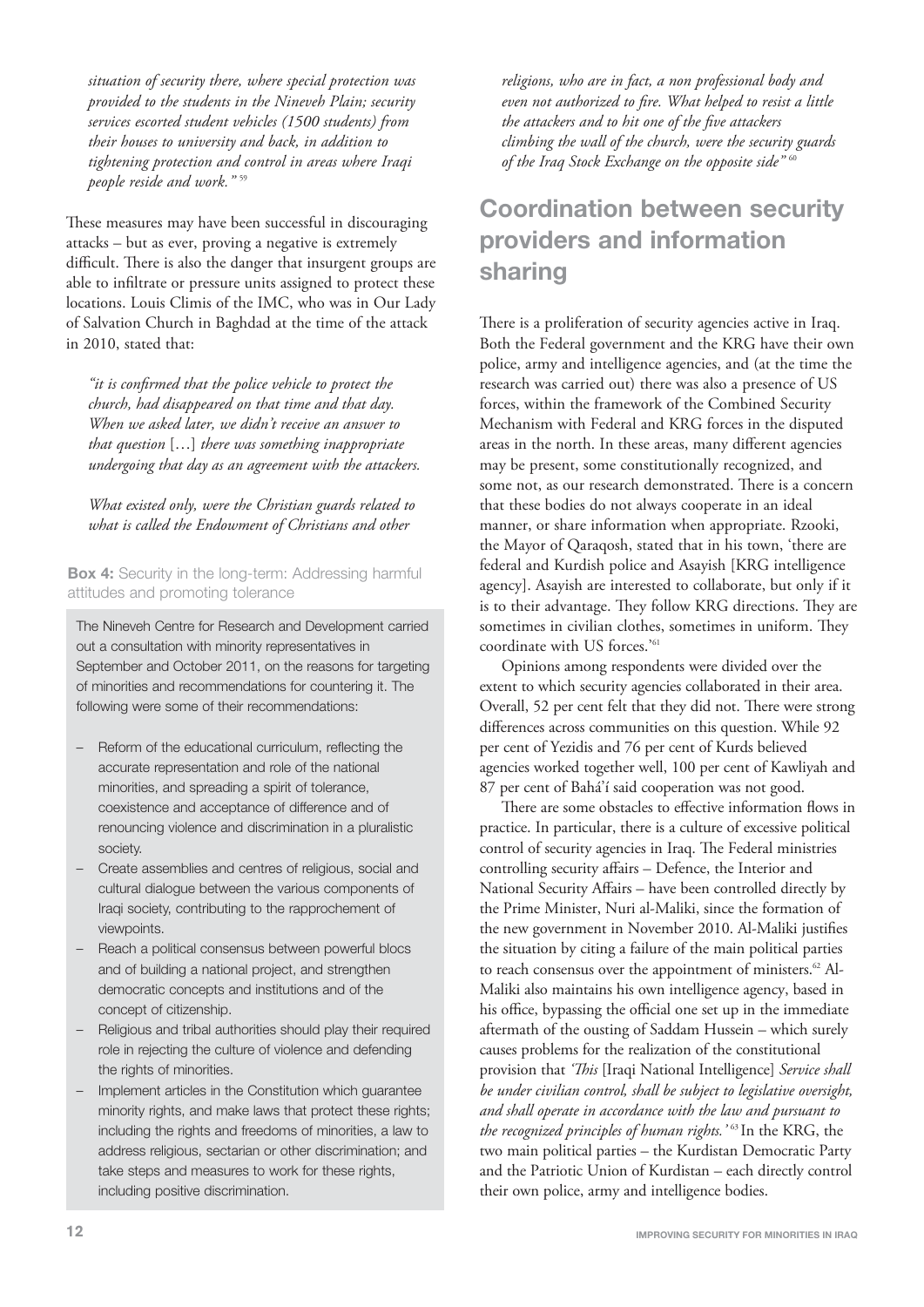*situation of security there, where special protection was provided to the students in the Nineveh Plain; security services escorted student vehicles (1500 students) from their houses to university and back, in addition to tightening protection and control in areas where Iraqi people reside and work."* [59]

These measures may have been successful in discouraging attacks – but as ever, proving a negative is extremely difficult. There is also the danger that insurgent groups are able to infiltrate or pressure units assigned to protect these locations. Louis Climis of the IMC, who was in Our Lady of Salvation Church in Baghdad at the time of the attack in 2010, stated that:

> *"it is confirmed that the police vehicle to protect the church, had disappeared on that time and that day. When we asked later, we didn't receive an answer to that question* […] *there was something inappropriate undergoing that day as an agreement with the attackers.*
>
> *What existed only, were the Christian guards related to what is called the Endowment of Christians and other religions, who are in fact, a non professional body and even not authorized to fire. What helped to resist a little the attackers and to hit one of the five attackers climbing the wall of the church, were the security guards of the Iraq Stock Exchange on the opposite side"* [60]

**Box 4:** Security in the long-term: Addressing harmful attitudes and promoting tolerance

The Nineveh Centre for Research and Development carried out a consultation with minority representatives in September and October 2011, on the reasons for targeting of minorities and recommendations for countering it. The following were some of their recommendations:

- Reform of the educational curriculum, reflecting the accurate representation and role of the national minorities, and spreading a spirit of tolerance, coexistence and acceptance of difference and of renouncing violence and discrimination in a pluralistic society.
- Create assemblies and centres of religious, social and cultural dialogue between the various components of Iraqi society, contributing to the rapprochement of viewpoints.
- Reach a political consensus between powerful blocs and of building a national project, and strengthen democratic concepts and institutions and of the concept of citizenship.
- Religious and tribal authorities should play their required role in rejecting the culture of violence and defending the rights of minorities.
- Implement articles in the Constitution which guarantee minority rights, and make laws that protect these rights; including the rights and freedoms of minorities, a law to address religious, sectarian or other discrimination; and take steps and measures to work for these rights, including positive discrimination.

## Coordination between security providers and information sharing

There is a proliferation of security agencies active in Iraq. Both the Federal government and the KRG have their own police, army and intelligence agencies, and (at the time the research was carried out) there was also a presence of US forces, within the framework of the Combined Security Mechanism with Federal and KRG forces in the disputed areas in the north. In these areas, many different agencies may be present, some constitutionally recognized, and some not, as our research demonstrated. There is a concern that these bodies do not always cooperate in an ideal manner, or share information when appropriate. Rzooki, the Mayor of Qaraqosh, stated that in his town, 'there are federal and Kurdish police and Asayish [KRG intelligence agency]. Asayish are interested to collaborate, but only if it is to their advantage. They follow KRG directions. They are sometimes in civilian clothes, sometimes in uniform. They coordinate with US forces.'[61]

Opinions among respondents were divided over the extent to which security agencies collaborated in their area. Overall, 52 per cent felt that they did not. There were strong differences across communities on this question. While 92 per cent of Yezidis and 76 per cent of Kurds believed agencies worked together well, 100 per cent of Kawliyah and 87 per cent of Bahá'í said cooperation was not good.

There are some obstacles to effective information flows in practice. In particular, there is a culture of excessive political control of security agencies in Iraq. The Federal ministries controlling security affairs – Defence, the Interior and National Security Affairs – have been controlled directly by the Prime Minister, Nuri al-Maliki, since the formation of the new government in November 2010. Al-Maliki justifies the situation by citing a failure of the main political parties to reach consensus over the appointment of ministers.[62] Al-Maliki also maintains his own intelligence agency, based in his office, bypassing the official one set up in the immediate aftermath of the ousting of Saddam Hussein – which surely causes problems for the realization of the constitutional provision that *'This* [Iraqi National Intelligence] *Service shall be under civilian control, shall be subject to legislative oversight, and shall operate in accordance with the law and pursuant to the recognized principles of human rights.'* [63] In the KRG, the two main political parties – the Kurdistan Democratic Party and the Patriotic Union of Kurdistan – each directly control their own police, army and intelligence bodies.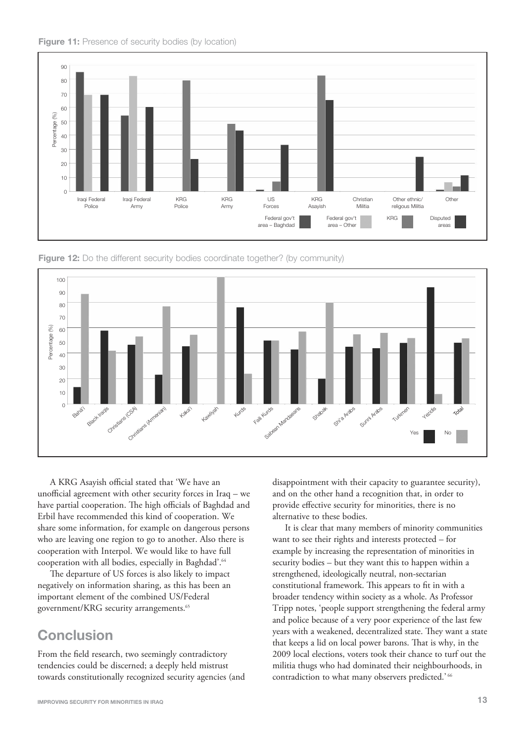**Figure 11:** Presence of security bodies (by location)

**Figure 12:** Do the different security bodies coordinate together? (by community)

A KRG Asayish official stated that 'We have an unofficial agreement with other security forces in Iraq – we have partial cooperation. The high officials of Baghdad and Erbil have recommended this kind of cooperation. We share some information, for example on dangerous persons who are leaving one region to go to another. Also there is cooperation with Interpol. We would like to have full cooperation with all bodies, especially in Baghdad'.[64]

The departure of US forces is also likely to impact negatively on information sharing, as this has been an important element of the combined US/Federal government/KRG security arrangements.[65]

## Conclusion

From the field research, two seemingly contradictory tendencies could be discerned; a deeply held mistrust towards constitutionally recognized security agencies (and disappointment with their capacity to guarantee security), and on the other hand a recognition that, in order to provide effective security for minorities, there is no alternative to these bodies.

It is clear that many members of minority communities want to see their rights and interests protected – for example by increasing the representation of minorities in security bodies – but they want this to happen within a strengthened, ideologically neutral, non-sectarian constitutional framework. This appears to fit in with a broader tendency within society as a whole. As Professor Tripp notes, 'people support strengthening the federal army and police because of a very poor experience of the last few years with a weakened, decentralized state. They want a state that keeps a lid on local power barons. That is why, in the 2009 local elections, voters took their chance to turf out the militia thugs who had dominated their neighbourhoods, in contradiction to what many observers predicted.'[66]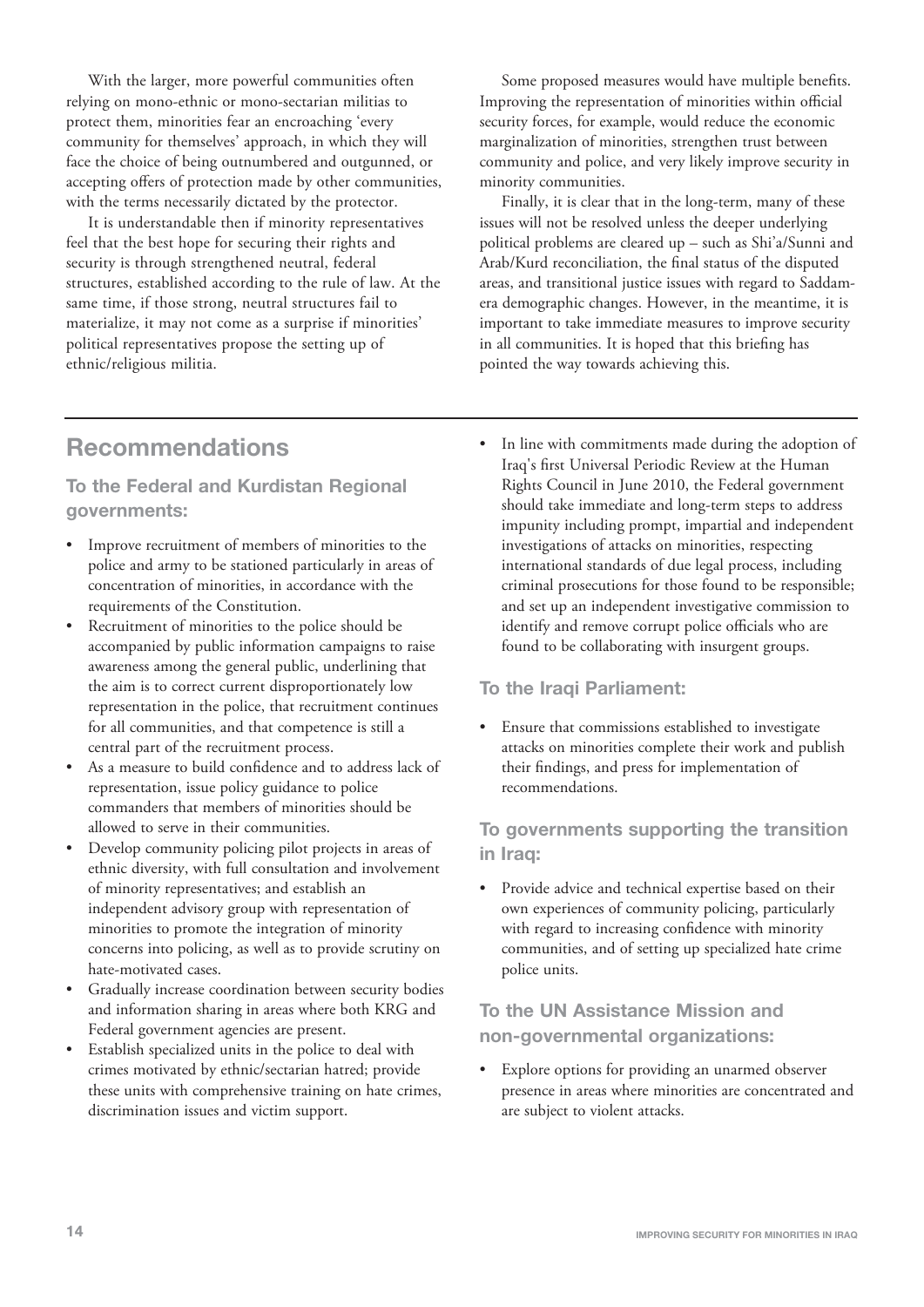With the larger, more powerful communities often relying on mono-ethnic or mono-sectarian militias to protect them, minorities fear an encroaching 'every community for themselves' approach, in which they will face the choice of being outnumbered and outgunned, or accepting offers of protection made by other communities, with the terms necessarily dictated by the protector.

It is understandable then if minority representatives feel that the best hope for securing their rights and security is through strengthened neutral, federal structures, established according to the rule of law. At the same time, if those strong, neutral structures fail to materialize, it may not come as a surprise if minorities' political representatives propose the setting up of ethnic/religious militia.

Some proposed measures would have multiple benefits. Improving the representation of minorities within official security forces, for example, would reduce the economic marginalization of minorities, strengthen trust between community and police, and very likely improve security in minority communities.

Finally, it is clear that in the long-term, many of these issues will not be resolved unless the deeper underlying political problems are cleared up – such as Shi'a/Sunni and Arab/Kurd reconciliation, the final status of the disputed areas, and transitional justice issues with regard to Saddam-era demographic changes. However, in the meantime, it is important to take immediate measures to improve security in all communities. It is hoped that this briefing has pointed the way towards achieving this.

## Recommendations

### To the Federal and Kurdistan Regional governments:

- Improve recruitment of members of minorities to the police and army to be stationed particularly in areas of concentration of minorities, in accordance with the requirements of the Constitution.
- Recruitment of minorities to the police should be accompanied by public information campaigns to raise awareness among the general public, underlining that the aim is to correct current disproportionately low representation in the police, that recruitment continues for all communities, and that competence is still a central part of the recruitment process.
- As a measure to build confidence and to address lack of representation, issue policy guidance to police commanders that members of minorities should be allowed to serve in their communities.
- Develop community policing pilot projects in areas of ethnic diversity, with full consultation and involvement of minority representatives; and establish an independent advisory group with representation of minorities to promote the integration of minority concerns into policing, as well as to provide scrutiny on hate-motivated cases.
- Gradually increase coordination between security bodies and information sharing in areas where both KRG and Federal government agencies are present.
- Establish specialized units in the police to deal with crimes motivated by ethnic/sectarian hatred; provide these units with comprehensive training on hate crimes, discrimination issues and victim support.
- In line with commitments made during the adoption of Iraq's first Universal Periodic Review at the Human Rights Council in June 2010, the Federal government should take immediate and long-term steps to address impunity including prompt, impartial and independent investigations of attacks on minorities, respecting international standards of due legal process, including criminal prosecutions for those found to be responsible; and set up an independent investigative commission to identify and remove corrupt police officials who are found to be collaborating with insurgent groups.

### To the Iraqi Parliament:

- Ensure that commissions established to investigate attacks on minorities complete their work and publish their findings, and press for implementation of recommendations.

### To governments supporting the transition in Iraq:

- Provide advice and technical expertise based on their own experiences of community policing, particularly with regard to increasing confidence with minority communities, and of setting up specialized hate crime police units.

### To the UN Assistance Mission and non-governmental organizations:

- Explore options for providing an unarmed observer presence in areas where minorities are concentrated and are subject to violent attacks.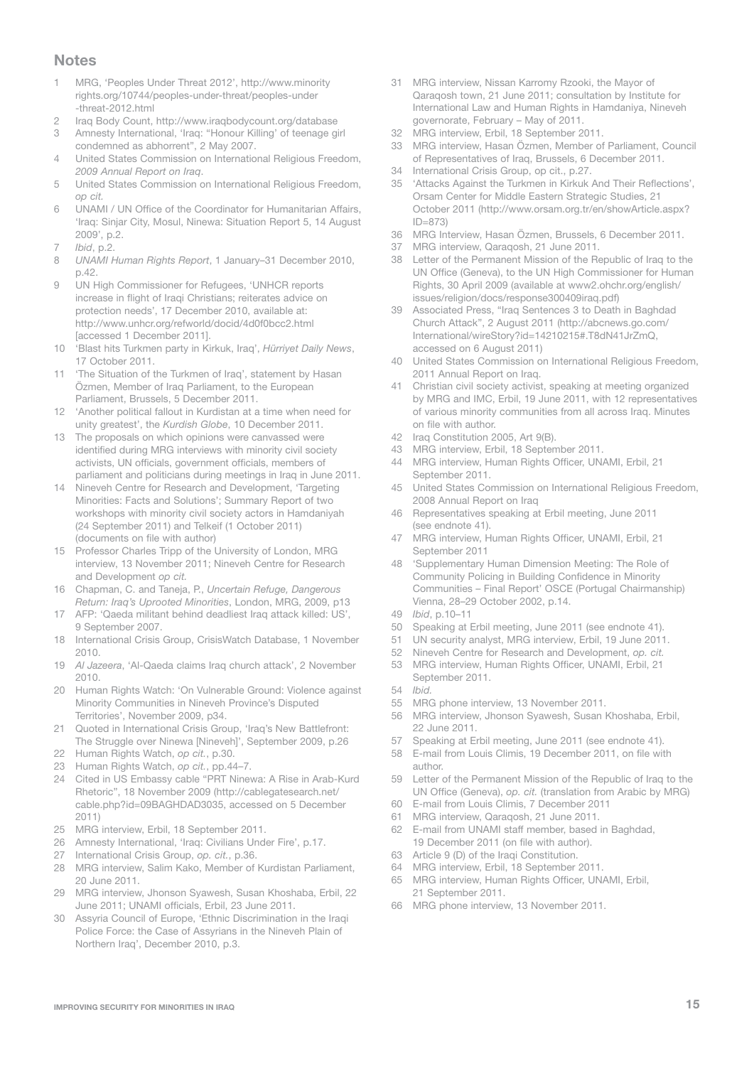## Notes

1. MRG, 'Peoples Under Threat 2012', http://www.minorityrights.org/10744/peoples-under-threat/peoples-under-threat-2012.html
2. Iraq Body Count, http://www.iraqbodycount.org/database
3. Amnesty International, 'Iraq: "Honour Killing" of teenage girl condemned as abhorrent", 2 May 2007.
4. United States Commission on International Religious Freedom, *2009 Annual Report on Iraq*.
5. United States Commission on International Religious Freedom, *op cit.*
6. UNAMI / UN Office of the Coordinator for Humanitarian Affairs, 'Iraq: Sinjar City, Mosul, Ninewa: Situation Report 5, 14 August 2009', p.2.
7. *Ibid*, p.2.
8. *UNAMI Human Rights Report*, 1 January–31 December 2010, p.42.
9. UN High Commissioner for Refugees, 'UNHCR reports increase in flight of Iraqi Christians; reiterates advice on protection needs', 17 December 2010, available at: http://www.unhcr.org/refworld/docid/4d0f0bcc2.html [accessed 1 December 2011].
10. 'Blast hits Turkmen party in Kirkuk, Iraq', *Hürriyet Daily News*, 17 October 2011.
11. 'The Situation of the Turkmen of Iraq', statement by Hasan Özmen, Member of Iraq Parliament, to the European Parliament, Brussels, 5 December 2011.
12. 'Another political fallout in Kurdistan at a time when need for unity greatest', the *Kurdish Globe*, 10 December 2011.
13. The proposals on which opinions were canvassed were identified during MRG interviews with minority civil society activists, UN officials, government officials, members of parliament and politicians during meetings in Iraq in June 2011.
14. Nineveh Centre for Research and Development, 'Targeting Minorities: Facts and Solutions'; Summary Report of two workshops with minority civil society actors in Hamdaniyah (24 September 2011) and Telkeif (1 October 2011) (documents on file with author)
15. Professor Charles Tripp of the University of London, MRG interview, 13 November 2011; Nineveh Centre for Research and Development *op cit.*
16. Chapman, C. and Taneja, P., *Uncertain Refuge, Dangerous Return: Iraq's Uprooted Minorities*, London, MRG, 2009, p13
17. AFP: 'Qaeda militant behind deadliest Iraq attack killed: US', 9 September 2007.
18. International Crisis Group, CrisisWatch Database, 1 November 2010.
19. *Al Jazeera*, 'Al-Qaeda claims Iraq church attack', 2 November 2010.
20. Human Rights Watch: 'On Vulnerable Ground: Violence against Minority Communities in Nineveh Province's Disputed Territories', November 2009, p34.
21. Quoted in International Crisis Group, 'Iraq's New Battlefront: The Struggle over Ninewa [Nineveh]', September 2009, p.26
22. Human Rights Watch, *op cit.*, p.30.
23. Human Rights Watch, *op cit.*, pp.44–7.
24. Cited in US Embassy cable "PRT Ninewa: A Rise in Arab-Kurd Rhetoric", 18 November 2009 (http://cablegatesearch.net/cable.php?id=09BAGHDAD3035, accessed on 5 December 2011)
25. MRG interview, Erbil, 18 September 2011.
26. Amnesty International, 'Iraq: Civilians Under Fire', p.17.
27. International Crisis Group, *op. cit.*, p.36.
28. MRG interview, Salim Kako, Member of Kurdistan Parliament, 20 June 2011.
29. MRG interview, Jhonson Syawesh, Susan Khoshaba, Erbil, 22 June 2011; UNAMI officials, Erbil, 23 June 2011.
30. Assyria Council of Europe, 'Ethnic Discrimination in the Iraqi Police Force: the Case of Assyrians in the Nineveh Plain of Northern Iraq', December 2010, p.3.
31. MRG interview, Nissan Karromy Rzooki, the Mayor of Qaraqosh town, 21 June 2011; consultation by Institute for International Law and Human Rights in Hamdaniya, Nineveh governorate, February – May of 2011.
32. MRG interview, Erbil, 18 September 2011.
33. MRG interview, Hasan Özmen, Member of Parliament, Council of Representatives of Iraq, Brussels, 6 December 2011.
34. International Crisis Group, op cit., p.27.
35. 'Attacks Against the Turkmen in Kirkuk And Their Reflections', Orsam Center for Middle Eastern Strategic Studies, 21 October 2011 (http://www.orsam.org.tr/en/showArticle.aspx?ID=873)
36. MRG Interview, Hasan Özmen, Brussels, 6 December 2011.
37. MRG interview, Qaraqosh, 21 June 2011.
38. Letter of the Permanent Mission of the Republic of Iraq to the UN Office (Geneva), to the UN High Commissioner for Human Rights, 30 April 2009 (available at www2.ohchr.org/english/issues/religion/docs/response300409iraq.pdf)
39. Associated Press, "Iraq Sentences 3 to Death in Baghdad Church Attack", 2 August 2011 (http://abcnews.go.com/International/wireStory?id=14210215#.T8dN41JrZmQ, accessed on 6 August 2011)
40. United States Commission on International Religious Freedom, 2011 Annual Report on Iraq.
41. Christian civil society activist, speaking at meeting organized by MRG and IMC, Erbil, 19 June 2011, with 12 representatives of various minority communities from all across Iraq. Minutes on file with author.
42. Iraq Constitution 2005, Art 9(B).
43. MRG interview, Erbil, 18 September 2011.
44. MRG interview, Human Rights Officer, UNAMI, Erbil, 21 September 2011.
45. United States Commission on International Religious Freedom, 2008 Annual Report on Iraq
46. Representatives speaking at Erbil meeting, June 2011 (see endnote 41).
47. MRG interview, Human Rights Officer, UNAMI, Erbil, 21 September 2011
48. 'Supplementary Human Dimension Meeting: The Role of Community Policing in Building Confidence in Minority Communities – Final Report' OSCE (Portugal Chairmanship) Vienna, 28–29 October 2002, p.14.
49. *Ibid*, p.10–11
50. Speaking at Erbil meeting, June 2011 (see endnote 41).
51. UN security analyst, MRG interview, Erbil, 19 June 2011.
52. Nineveh Centre for Research and Development, *op. cit.*
53. MRG interview, Human Rights Officer, UNAMI, Erbil, 21 September 2011.
54. *Ibid.*
55. MRG phone interview, 13 November 2011.
56. MRG interview, Jhonson Syawesh, Susan Khoshaba, Erbil, 22 June 2011.
57. Speaking at Erbil meeting, June 2011 (see endnote 41).
58. E-mail from Louis Climis, 19 December 2011, on file with author.
59. Letter of the Permanent Mission of the Republic of Iraq to the UN Office (Geneva), *op. cit.* (translation from Arabic by MRG)
60. E-mail from Louis Climis, 7 December 2011
61. MRG interview, Qaraqosh, 21 June 2011.
62. E-mail from UNAMI staff member, based in Baghdad, 19 December 2011 (on file with author).
63. Article 9 (D) of the Iraqi Constitution.
64. MRG interview, Erbil, 18 September 2011.
65. MRG interview, Human Rights Officer, UNAMI, Erbil, 21 September 2011.
66. MRG phone interview, 13 November 2011.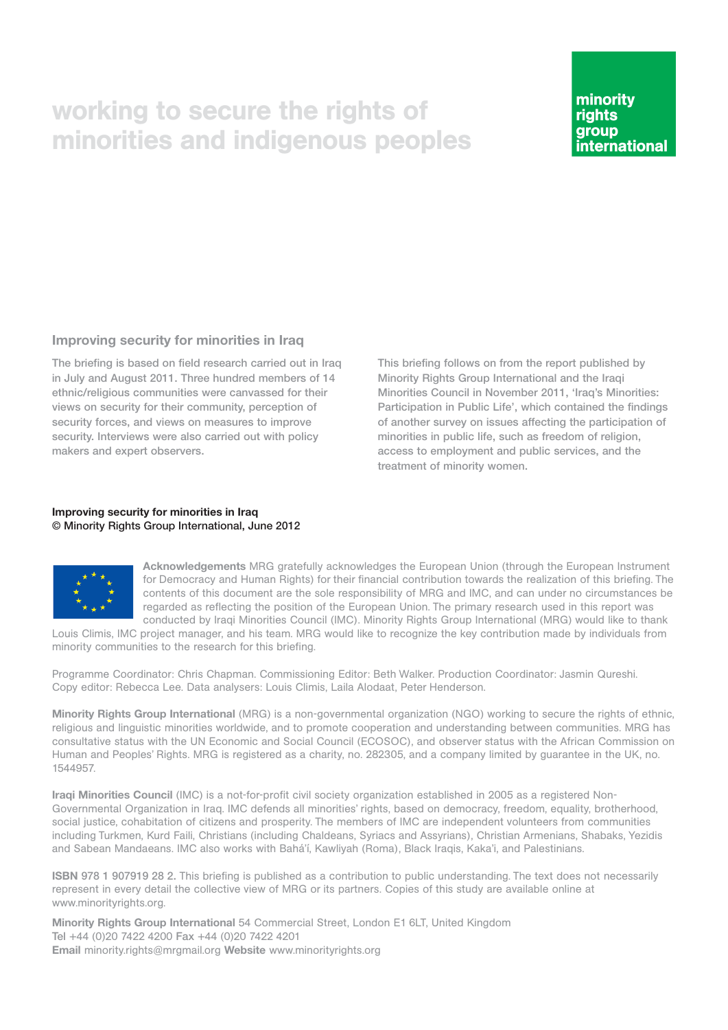# working to secure the rights of minorities and indigenous peoples

minority rights group international

## Improving security for minorities in Iraq

The briefing is based on field research carried out in Iraq in July and August 2011. Three hundred members of 14 ethnic/religious communities were canvassed for their views on security for their community, perception of security forces, and views on measures to improve security. Interviews were also carried out with policy makers and expert observers.

This briefing follows on from the report published by Minority Rights Group International and the Iraqi Minorities Council in November 2011, 'Iraq's Minorities: Participation in Public Life', which contained the findings of another survey on issues affecting the participation of minorities in public life, such as freedom of religion, access to employment and public services, and the treatment of minority women.

**Improving security for minorities in Iraq**
**© Minority Rights Group International, June 2012**

**Acknowledgements** MRG gratefully acknowledges the European Union (through the European Instrument for Democracy and Human Rights) for their financial contribution towards the realization of this briefing. The contents of this document are the sole responsibility of MRG and IMC, and can under no circumstances be regarded as reflecting the position of the European Union. The primary research used in this report was conducted by Iraqi Minorities Council (IMC). Minority Rights Group International (MRG) would like to thank Louis Climis, IMC project manager, and his team. MRG would like to recognize the key contribution made by individuals from minority communities to the research for this briefing.

Programme Coordinator: Chris Chapman. Commissioning Editor: Beth Walker. Production Coordinator: Jasmin Qureshi. Copy editor: Rebecca Lee. Data analysers: Louis Climis, Laila Alodaat, Peter Henderson.

**Minority Rights Group International** (MRG) is a non-governmental organization (NGO) working to secure the rights of ethnic, religious and linguistic minorities worldwide, and to promote cooperation and understanding between communities. MRG has consultative status with the UN Economic and Social Council (ECOSOC), and observer status with the African Commission on Human and Peoples' Rights. MRG is registered as a charity, no. 282305, and a company limited by guarantee in the UK, no. 1544957.

**Iraqi Minorities Council** (IMC) is a not-for-profit civil society organization established in 2005 as a registered Non-Governmental Organization in Iraq. IMC defends all minorities' rights, based on democracy, freedom, equality, brotherhood, social justice, cohabitation of citizens and prosperity. The members of IMC are independent volunteers from communities including Turkmen, Kurd Faili, Christians (including Chaldeans, Syriacs and Assyrians), Christian Armenians, Shabaks, Yezidis and Sabean Mandaeans. IMC also works with Bahá'í, Kawliyah (Roma), Black Iraqis, Kaka'i, and Palestinians.

**ISBN** 978 1 907919 28 2. This briefing is published as a contribution to public understanding. The text does not necessarily represent in every detail the collective view of MRG or its partners. Copies of this study are available online at www.minorityrights.org.

**Minority Rights Group International** 54 Commercial Street, London E1 6LT, United Kingdom
**Tel** +44 (0)20 7422 4200 **Fax** +44 (0)20 7422 4201
**Email** minority.rights@mrgmail.org **Website** www.minorityrights.org